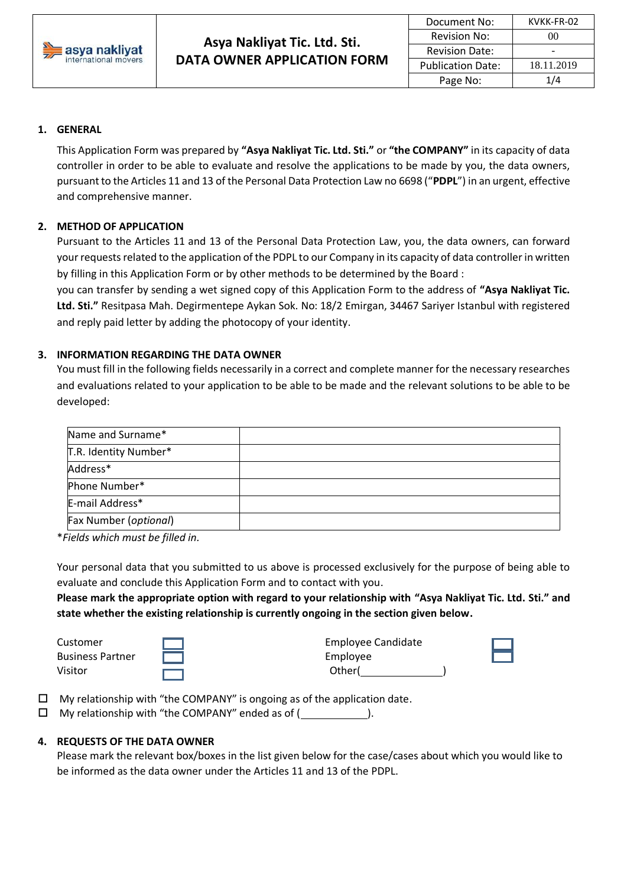| asya nakliyat international movers | Asya Nakliyat Tic. Ltd. Sti. DATA OWNER APPLICATION FORM | Document No: | KVKK-FR-02 |
|---|---|---|---|
| | | Revision No: | 00 |
| | | Revision Date: | - |
| | | Publication Date: | 18.11.2019 |
| | | Page No: | 1/4 |

## 1. GENERAL

This Application Form was prepared by **"Asya Nakliyat Tic. Ltd. Sti."** or **"the COMPANY"** in its capacity of data controller in order to be able to evaluate and resolve the applications to be made by you, the data owners, pursuant to the Articles 11 and 13 of the Personal Data Protection Law no 6698 ("**PDPL**") in an urgent, effective and comprehensive manner.

## 2. METHOD OF APPLICATION

Pursuant to the Articles 11 and 13 of the Personal Data Protection Law, you, the data owners, can forward your requests related to the application of the PDPL to our Company in its capacity of data controller in written by filling in this Application Form or by other methods to be determined by the Board :

you can transfer by sending a wet signed copy of this Application Form to the address of **"Asya Nakliyat Tic. Ltd. Sti."** Resitpasa Mah. Degirmentepe Aykan Sok. No: 18/2 Emirgan, 34467 Sariyer Istanbul with registered and reply paid letter by adding the photocopy of your identity.

## 3. INFORMATION REGARDING THE DATA OWNER

You must fill in the following fields necessarily in a correct and complete manner for the necessary researches and evaluations related to your application to be able to be made and the relevant solutions to be able to be developed:

| Field | Value |
|---|---|
| Name and Surname* | |
| T.R. Identity Number* | |
| Address* | |
| Phone Number* | |
| E-mail Address* | |
| Fax Number (*optional*) | |

**Fields which must be filled in.*

Your personal data that you submitted to us above is processed exclusively for the purpose of being able to evaluate and conclude this Application Form and to contact with you.

**Please mark the appropriate option with regard to your relationship with "Asya Nakliyat Tic. Ltd. Sti." and state whether the existing relationship is currently ongoing in the section given below.**

| | | | |
|---|---|---|---|
| Customer | ☐ | Employee Candidate | ☐ |
| Business Partner | ☐ | Employee | ☐ |
| Visitor | ☐ | Other(______________) | |

☐ My relationship with "the COMPANY" is ongoing as of the application date.

☐ My relationship with "the COMPANY" ended as of (____________).

## 4. REQUESTS OF THE DATA OWNER

Please mark the relevant box/boxes in the list given below for the case/cases about which you would like to be informed as the data owner under the Articles 11 and 13 of the PDPL.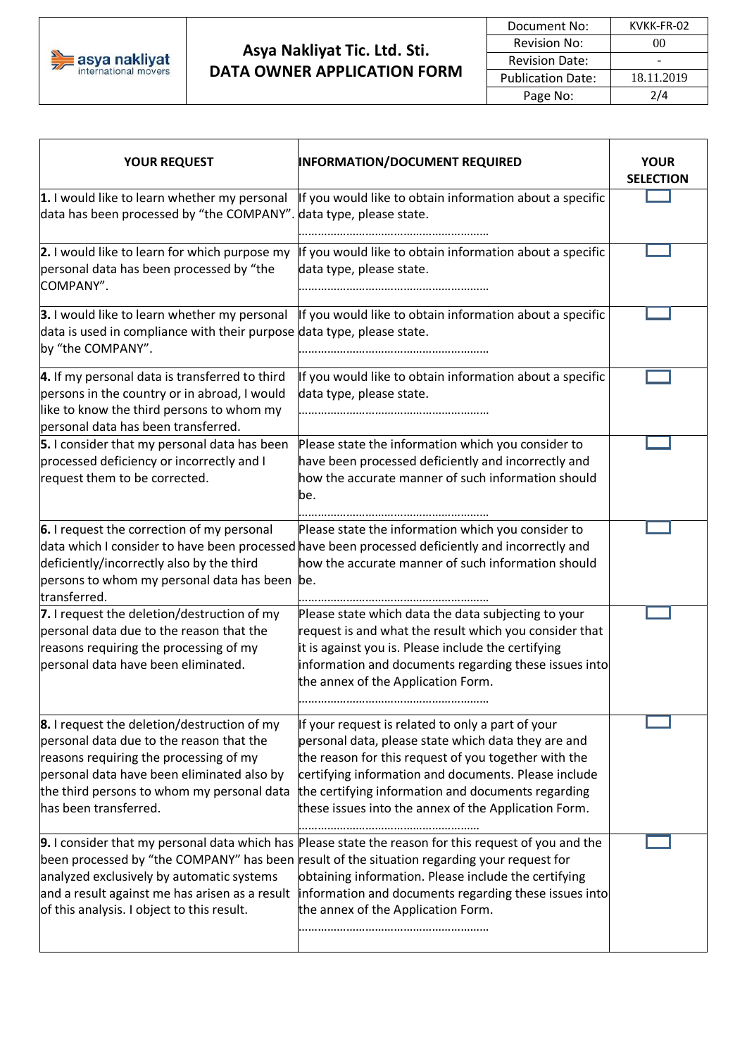| YOUR REQUEST | INFORMATION/DOCUMENT REQUIRED | YOUR SELECTION |
|---|---|---|
| **1.** I would like to learn whether my personal data has been processed by "the COMPANY". | If you would like to obtain information about a specific data type, please state. ………………………………………………… | ☐ |
| **2.** I would like to learn for which purpose my personal data has been processed by "the COMPANY". | If you would like to obtain information about a specific data type, please state. ………………………………………………… | ☐ |
| **3.** I would like to learn whether my personal data is used in compliance with their purpose by "the COMPANY". | If you would like to obtain information about a specific data type, please state. ………………………………………………… | ☐ |
| **4.** If my personal data is transferred to third persons in the country or in abroad, I would like to know the third persons to whom my personal data has been transferred. | If you would like to obtain information about a specific data type, please state. ………………………………………………… | ☐ |
| **5.** I consider that my personal data has been processed deficiency or incorrectly and I request them to be corrected. | Please state the information which you consider to have been processed deficiently and incorrectly and how the accurate manner of such information should be. ………………………………………………… | ☐ |
| **6.** I request the correction of my personal data which I consider to have been processed deficiently/incorrectly also by the third persons to whom my personal data has been transferred. | Please state the information which you consider to have been processed deficiently and incorrectly and how the accurate manner of such information should be. ………………………………………………… | ☐ |
| **7.** I request the deletion/destruction of my personal data due to the reason that the reasons requiring the processing of my personal data have been eliminated. | Please state which data the data subjecting to your request is and what the result which you consider that it is against you is. Please include the certifying information and documents regarding these issues into the annex of the Application Form. ………………………………………………… | ☐ |
| **8.** I request the deletion/destruction of my personal data due to the reason that the reasons requiring the processing of my personal data have been eliminated also by the third persons to whom my personal data has been transferred. | If your request is related to only a part of your personal data, please state which data they are and the reason for this request of you together with the certifying information and documents. Please include the certifying information and documents regarding these issues into the annex of the Application Form. ………………………………………………… | ☐ |
| **9.** I consider that my personal data which has been processed by "the COMPANY" has been analyzed exclusively by automatic systems and a result against me has arisen as a result of this analysis. I object to this result. | Please state the reason for this request of you and the result of the situation regarding your request for obtaining information. Please include the certifying information and documents regarding these issues into the annex of the Application Form. ………………………………………………… | ☐ |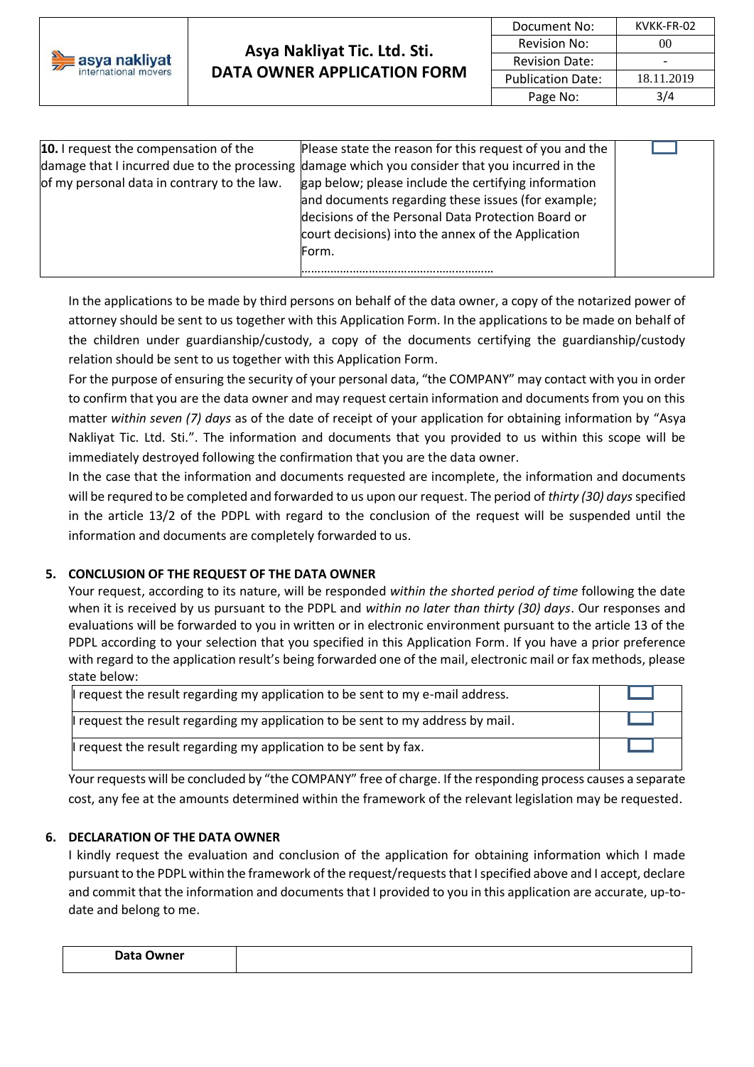| **10.** I request the compensation of the damage that I incurred due to the processing of my personal data in contrary to the law. | Please state the reason for this request of you and the damage which you consider that you incurred in the gap below; please include the certifying information and documents regarding these issues (for example; decisions of the Personal Data Protection Board or court decisions) into the annex of the Application Form. ………………………………………………… | ☐ |
|---|---|---|

In the applications to be made by third persons on behalf of the data owner, a copy of the notarized power of attorney should be sent to us together with this Application Form. In the applications to be made on behalf of the children under guardianship/custody, a copy of the documents certifying the guardianship/custody relation should be sent to us together with this Application Form.

For the purpose of ensuring the security of your personal data, "the COMPANY" may contact with you in order to confirm that you are the data owner and may request certain information and documents from you on this matter *within seven (7) days* as of the date of receipt of your application for obtaining information by "Asya Nakliyat Tic. Ltd. Sti.". The information and documents that you provided to us within this scope will be immediately destroyed following the confirmation that you are the data owner.

In the case that the information and documents requested are incomplete, the information and documents will be requred to be completed and forwarded to us upon our request. The period of *thirty (30) days* specified in the article 13/2 of the PDPL with regard to the conclusion of the request will be suspended until the information and documents are completely forwarded to us.

## 5. CONCLUSION OF THE REQUEST OF THE DATA OWNER

Your request, according to its nature, will be responded *within the shorted period of time* following the date when it is received by us pursuant to the PDPL and *within no later than thirty (30) days*. Our responses and evaluations will be forwarded to you in written or in electronic environment pursuant to the article 13 of the PDPL according to your selection that you specified in this Application Form. If you have a prior preference with regard to the application result's being forwarded one of the mail, electronic mail or fax methods, please state below:

| I request the result regarding my application to be sent to my e-mail address. | ☐ |
|---|---|
| I request the result regarding my application to be sent to my address by mail. | ☐ |
| I request the result regarding my application to be sent by fax. | ☐ |

Your requests will be concluded by "the COMPANY" free of charge. If the responding process causes a separate cost, any fee at the amounts determined within the framework of the relevant legislation may be requested.

## 6. DECLARATION OF THE DATA OWNER

I kindly request the evaluation and conclusion of the application for obtaining information which I made pursuant to the PDPL within the framework of the request/requests that I specified above and I accept, declare and commit that the information and documents that I provided to you in this application are accurate, up-to-date and belong to me.

| **Data Owner** | |
|---|---|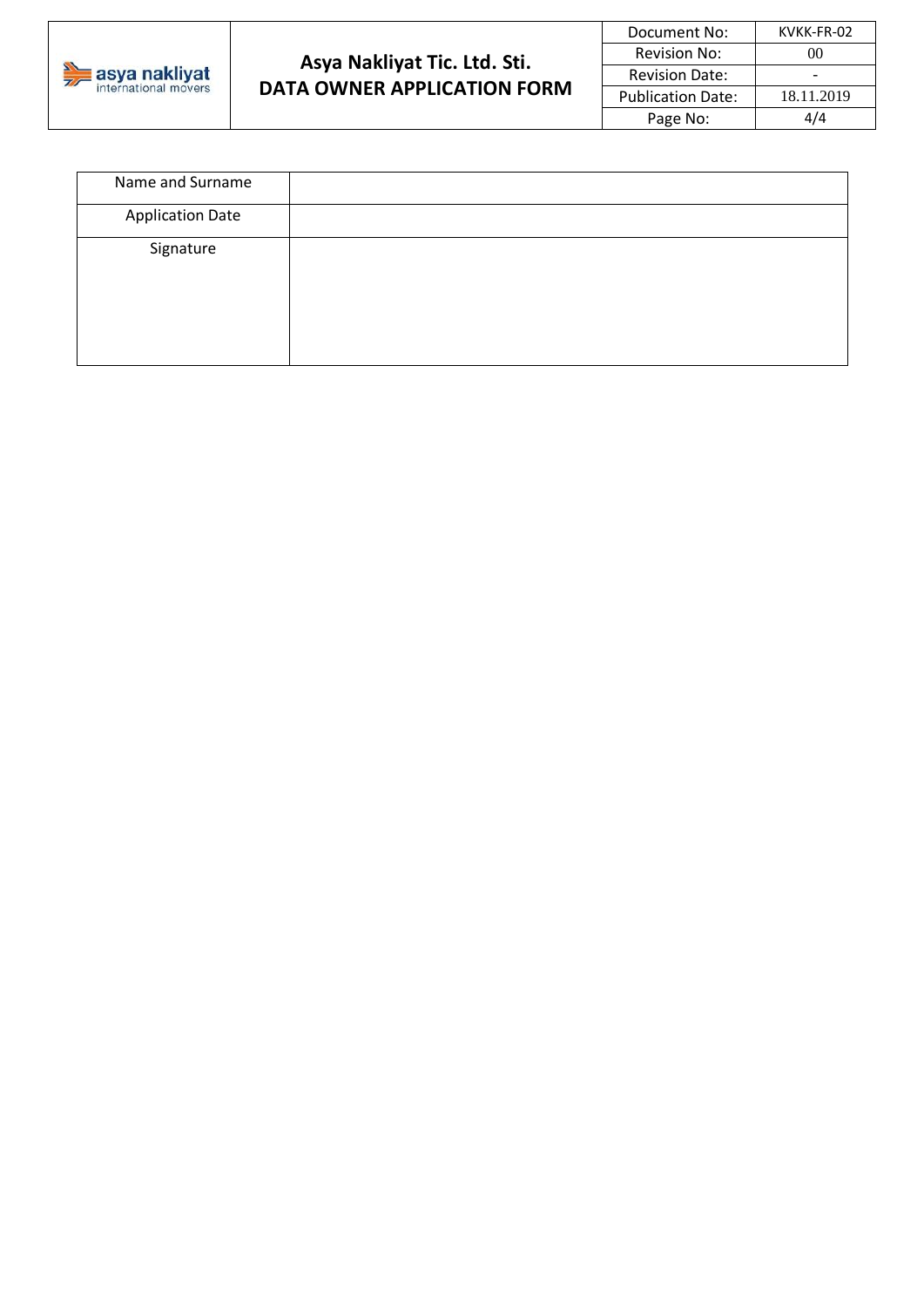| | |
|---|---|
| Name and Surname | |
| Application Date | |
| Signature | |